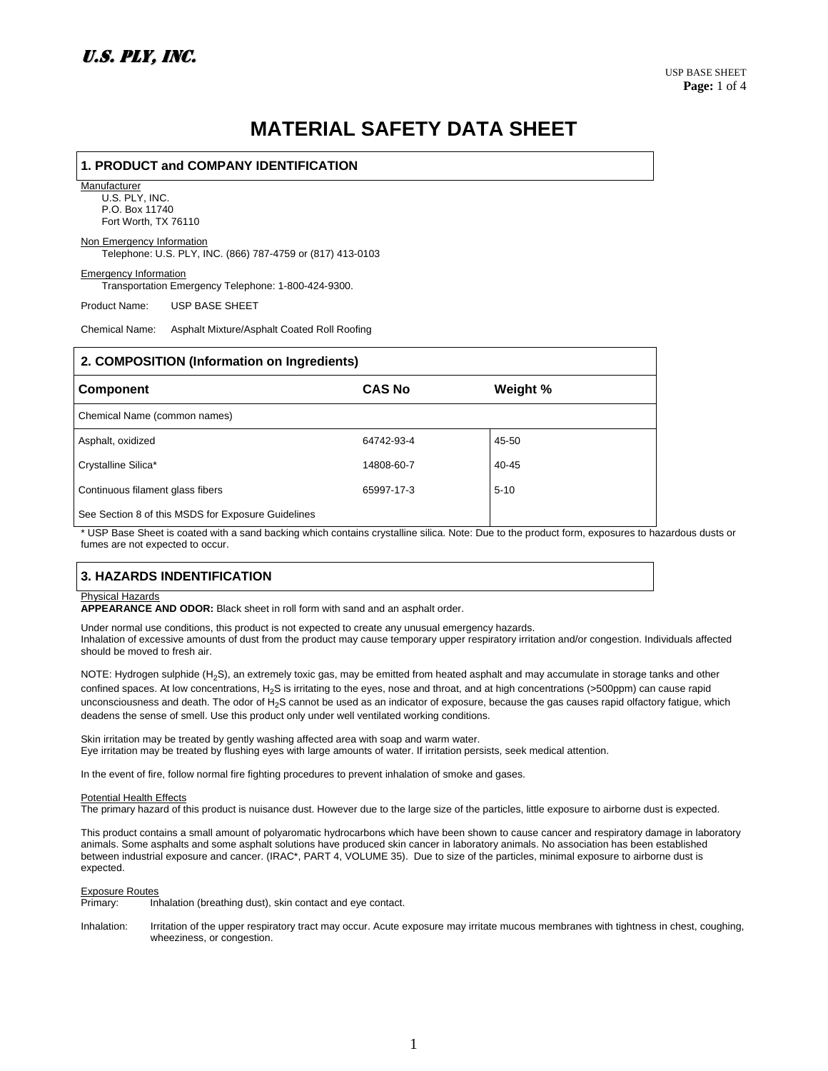U.S. PLY, INC.

USP BASE SHEET

# MATERIAL SAFETY DATA SHEET

## 1. PRODUCT and COMPANY IDENTIFICATION

Manufacturer
U.S. PLY, INC.
P.O. Box 11740
Fort Worth, TX 76110

Non Emergency Information
Telephone: U.S. PLY, INC. (866) 787-4759 or (817) 413-0103

Emergency Information
Transportation Emergency Telephone: 1-800-424-9300.

Product Name: USP BASE SHEET

Chemical Name: Asphalt Mixture/Asphalt Coated Roll Roofing

## 2. COMPOSITION (Information on Ingredients)

| Component | CAS No | Weight % |
|---|---|---|
| Chemical Name (common names) | | |
| Asphalt, oxidized | 64742-93-4 | 45-50 |
| Crystalline Silica* | 14808-60-7 | 40-45 |
| Continuous filament glass fibers | 65997-17-3 | 5-10 |
| See Section 8 of this MSDS for Exposure Guidelines | | |

* USP Base Sheet is coated with a sand backing which contains crystalline silica. Note: Due to the product form, exposures to hazardous dusts or fumes are not expected to occur.

## 3. HAZARDS INDENTIFICATION

Physical Hazards
**APPEARANCE AND ODOR:** Black sheet in roll form with sand and an asphalt order.

Under normal use conditions, this product is not expected to create any unusual emergency hazards.
Inhalation of excessive amounts of dust from the product may cause temporary upper respiratory irritation and/or congestion. Individuals affected should be moved to fresh air.

NOTE: Hydrogen sulphide ($H_2S$), an extremely toxic gas, may be emitted from heated asphalt and may accumulate in storage tanks and other confined spaces. At low concentrations, $H_2S$ is irritating to the eyes, nose and throat, and at high concentrations (>500ppm) can cause rapid unconsciousness and death. The odor of $H_2S$ cannot be used as an indicator of exposure, because the gas causes rapid olfactory fatigue, which deadens the sense of smell. Use this product only under well ventilated working conditions.

Skin irritation may be treated by gently washing affected area with soap and warm water.
Eye irritation may be treated by flushing eyes with large amounts of water. If irritation persists, seek medical attention.

In the event of fire, follow normal fire fighting procedures to prevent inhalation of smoke and gases.

Potential Health Effects
The primary hazard of this product is nuisance dust. However due to the large size of the particles, little exposure to airborne dust is expected.

This product contains a small amount of polyaromatic hydrocarbons which have been shown to cause cancer and respiratory damage in laboratory animals. Some asphalts and some asphalt solutions have produced skin cancer in laboratory animals. No association has been established between industrial exposure and cancer. (IRAC*, PART 4, VOLUME 35). Due to size of the particles, minimal exposure to airborne dust is expected.

Exposure Routes
Primary: Inhalation (breathing dust), skin contact and eye contact.

Inhalation: Irritation of the upper respiratory tract may occur. Acute exposure may irritate mucous membranes with tightness in chest, coughing, wheeziness, or congestion.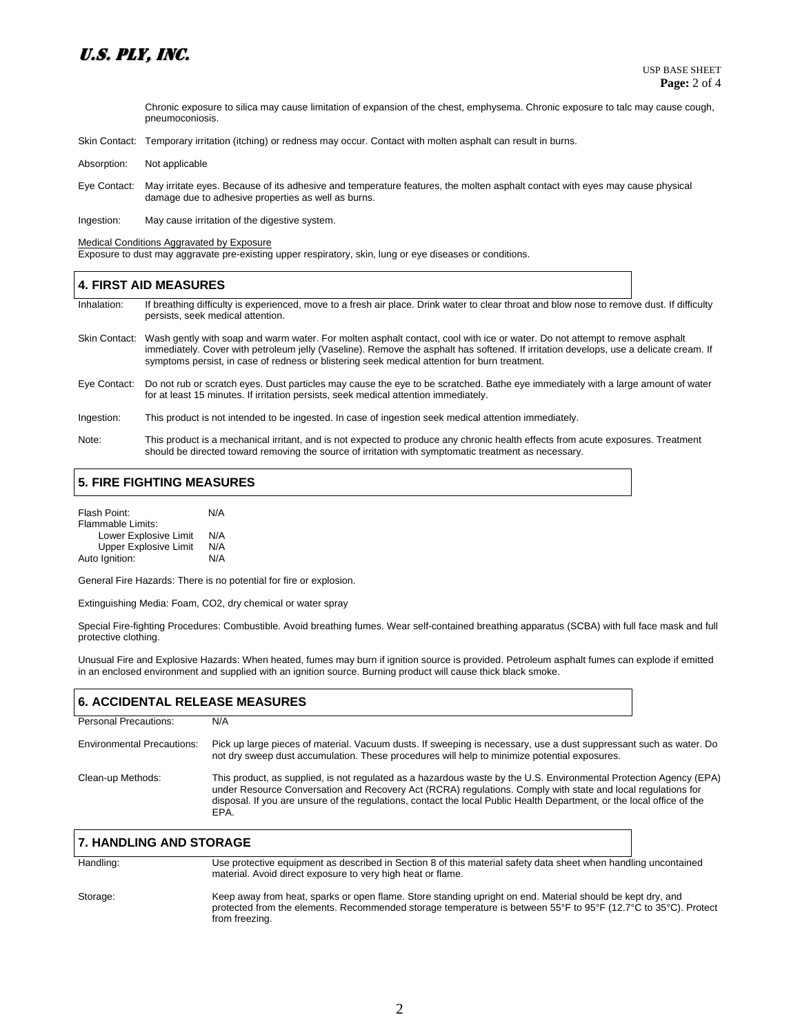Chronic exposure to silica may cause limitation of expansion of the chest, emphysema. Chronic exposure to talc may cause cough, pneumoconiosis.

Skin Contact: Temporary irritation (itching) or redness may occur. Contact with molten asphalt can result in burns.

Absorption: Not applicable

Eye Contact: May irritate eyes. Because of its adhesive and temperature features, the molten asphalt contact with eyes may cause physical damage due to adhesive properties as well as burns.

Ingestion: May cause irritation of the digestive system.

Medical Conditions Aggravated by Exposure

Exposure to dust may aggravate pre-existing upper respiratory, skin, lung or eye diseases or conditions.

## 4. FIRST AID MEASURES

Inhalation: If breathing difficulty is experienced, move to a fresh air place. Drink water to clear throat and blow nose to remove dust. If difficulty persists, seek medical attention.

Skin Contact: Wash gently with soap and warm water. For molten asphalt contact, cool with ice or water. Do not attempt to remove asphalt immediately. Cover with petroleum jelly (Vaseline). Remove the asphalt has softened. If irritation develops, use a delicate cream. If symptoms persist, in case of redness or blistering seek medical attention for burn treatment.

Eye Contact: Do not rub or scratch eyes. Dust particles may cause the eye to be scratched. Bathe eye immediately with a large amount of water for at least 15 minutes. If irritation persists, seek medical attention immediately.

Ingestion: This product is not intended to be ingested. In case of ingestion seek medical attention immediately.

Note: This product is a mechanical irritant, and is not expected to produce any chronic health effects from acute exposures. Treatment should be directed toward removing the source of irritation with symptomatic treatment as necessary.

## 5. FIRE FIGHTING MEASURES

Flash Point: N/A

Flammable Limits:

- Lower Explosive Limit N/A
- Upper Explosive Limit N/A

Auto Ignition: N/A

General Fire Hazards: There is no potential for fire or explosion.

Extinguishing Media: Foam, CO2, dry chemical or water spray

Special Fire-fighting Procedures: Combustible. Avoid breathing fumes. Wear self-contained breathing apparatus (SCBA) with full face mask and full protective clothing.

Unusual Fire and Explosive Hazards: When heated, fumes may burn if ignition source is provided. Petroleum asphalt fumes can explode if emitted in an enclosed environment and supplied with an ignition source. Burning product will cause thick black smoke.

## 6. ACCIDENTAL RELEASE MEASURES

Personal Precautions: N/A

Environmental Precautions: Pick up large pieces of material. Vacuum dusts. If sweeping is necessary, use a dust suppressant such as water. Do not dry sweep dust accumulation. These procedures will help to minimize potential exposures.

Clean-up Methods: This product, as supplied, is not regulated as a hazardous waste by the U.S. Environmental Protection Agency (EPA) under Resource Conversation and Recovery Act (RCRA) regulations. Comply with state and local regulations for disposal. If you are unsure of the regulations, contact the local Public Health Department, or the local office of the EPA.

## 7. HANDLING AND STORAGE

Handling: Use protective equipment as described in Section 8 of this material safety data sheet when handling uncontained material. Avoid direct exposure to very high heat or flame.

Storage: Keep away from heat, sparks or open flame. Store standing upright on end. Material should be kept dry, and protected from the elements. Recommended storage temperature is between 55°F to 95°F (12.7°C to 35°C). Protect from freezing.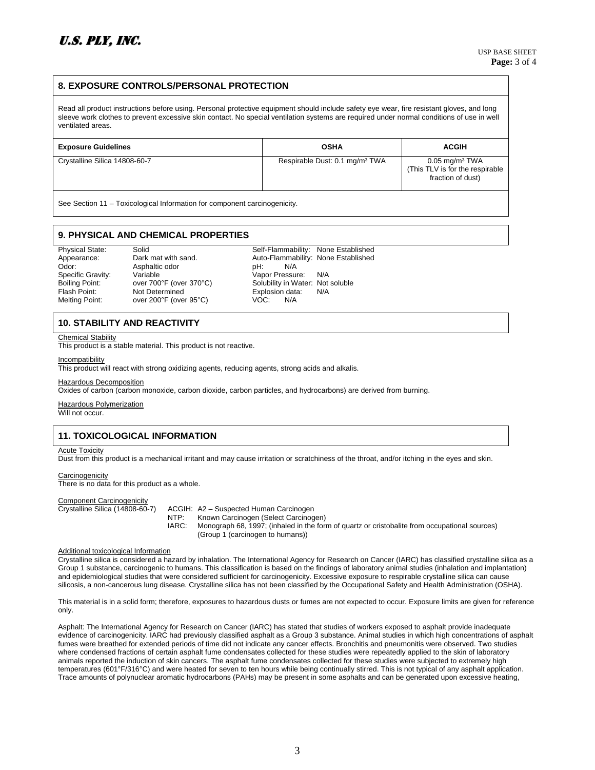## 8. EXPOSURE CONTROLS/PERSONAL PROTECTION

Read all product instructions before using. Personal protective equipment should include safety eye wear, fire resistant gloves, and long sleeve work clothes to prevent excessive skin contact. No special ventilation systems are required under normal conditions of use in well ventilated areas.

| Exposure Guidelines | OSHA | ACGIH |
| --- | --- | --- |
| Crystalline Silica 14808-60-7 | Respirable Dust: 0.1 mg/m³ TWA | 0.05 mg/m³ TWA (This TLV is for the respirable fraction of dust) |

See Section 11 – Toxicological Information for component carcinogenicity.

## 9. PHYSICAL AND CHEMICAL PROPERTIES

| | | | |
| --- | --- | --- | --- |
| Physical State: | Solid | Self-Flammability: | None Established |
| Appearance: | Dark mat with sand. | Auto-Flammability: | None Established |
| Odor: | Asphaltic odor | pH: | N/A |
| Specific Gravity: | Variable | Vapor Pressure: | N/A |
| Boiling Point: | over 700°F (over 370°C) | Solubility in Water: | Not soluble |
| Flash Point: | Not Determined | Explosion data: | N/A |
| Melting Point: | over 200°F (over 95°C) | VOC: | N/A |

## 10. STABILITY AND REACTIVITY

Chemical Stability
This product is a stable material. This product is not reactive.

Incompatibility
This product will react with strong oxidizing agents, reducing agents, strong acids and alkalis.

Hazardous Decomposition
Oxides of carbon (carbon monoxide, carbon dioxide, carbon particles, and hydrocarbons) are derived from burning.

Hazardous Polymerization
Will not occur.

## 11. TOXICOLOGICAL INFORMATION

Acute Toxicity
Dust from this product is a mechanical irritant and may cause irritation or scratchiness of the throat, and/or itching in the eyes and skin.

Carcinogenicity
There is no data for this product as a whole.

Component Carcinogenicity

Crystalline Silica (14808-60-7)
- ACGIH: A2 – Suspected Human Carcinogen
- NTP: Known Carcinogen (Select Carcinogen)
- IARC: Monograph 68, 1997; (inhaled in the form of quartz or cristobalite from occupational sources) (Group 1 (carcinogen to humans))

Additional toxicological Information
Crystalline silica is considered a hazard by inhalation. The International Agency for Research on Cancer (IARC) has classified crystalline silica as a Group 1 substance, carcinogenic to humans. This classification is based on the findings of laboratory animal studies (inhalation and implantation) and epidemiological studies that were considered sufficient for carcinogenicity. Excessive exposure to respirable crystalline silica can cause silicosis, a non-cancerous lung disease. Crystalline silica has not been classified by the Occupational Safety and Health Administration (OSHA).

This material is in a solid form; therefore, exposures to hazardous dusts or fumes are not expected to occur. Exposure limits are given for reference only.

Asphalt: The International Agency for Research on Cancer (IARC) has stated that studies of workers exposed to asphalt provide inadequate evidence of carcinogenicity. IARC had previously classified asphalt as a Group 3 substance. Animal studies in which high concentrations of asphalt fumes were breathed for extended periods of time did not indicate any cancer effects. Bronchitis and pneumonitis were observed. Two studies where condensed fractions of certain asphalt fume condensates collected for these studies were repeatedly applied to the skin of laboratory animals reported the induction of skin cancers. The asphalt fume condensates collected for these studies were subjected to extremely high temperatures (601°F/316°C) and were heated for seven to ten hours while being continually stirred. This is not typical of any asphalt application. Trace amounts of polynuclear aromatic hydrocarbons (PAHs) may be present in some asphalts and can be generated upon excessive heating,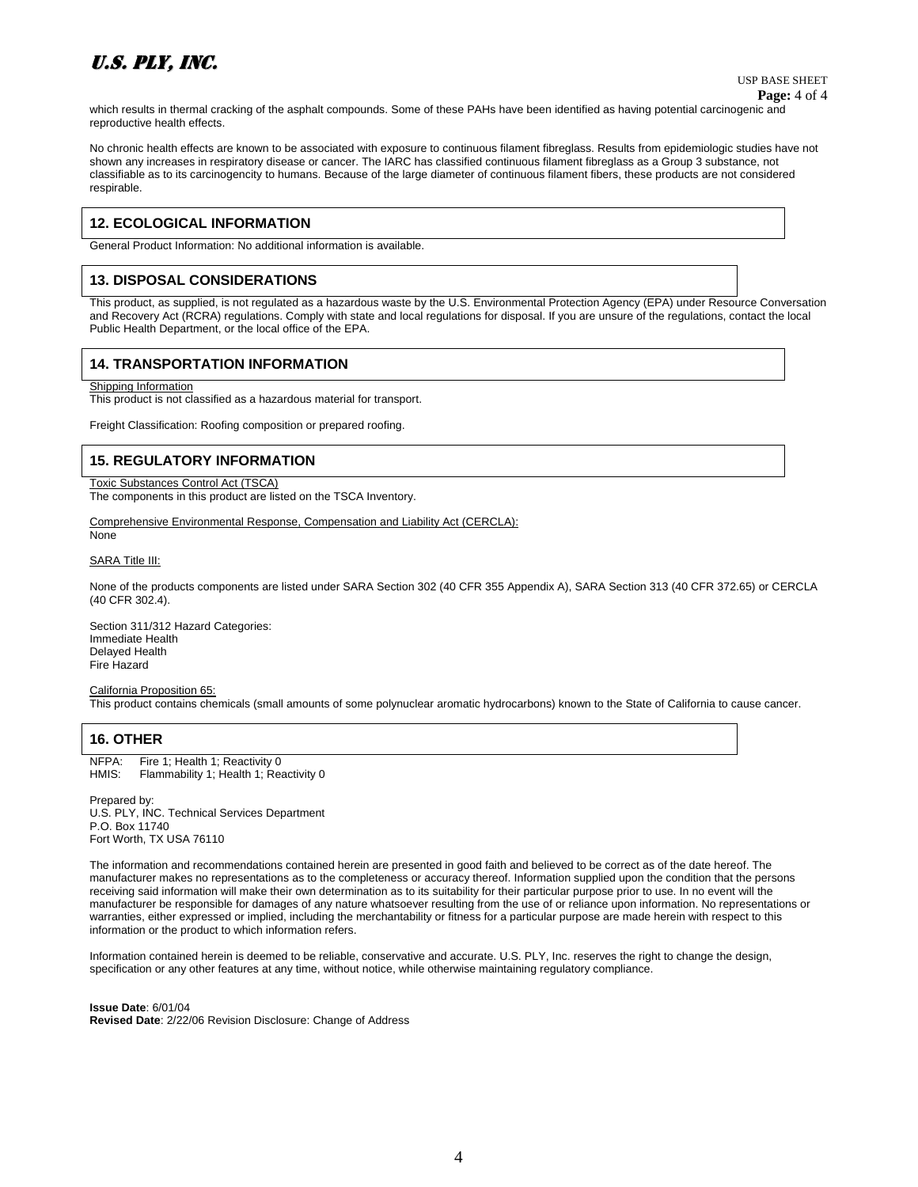which results in thermal cracking of the asphalt compounds. Some of these PAHs have been identified as having potential carcinogenic and reproductive health effects.

No chronic health effects are known to be associated with exposure to continuous filament fibreglass. Results from epidemiologic studies have not shown any increases in respiratory disease or cancer. The IARC has classified continuous filament fibreglass as a Group 3 substance, not classifiable as to its carcinogencity to humans. Because of the large diameter of continuous filament fibers, these products are not considered respirable.

## 12. ECOLOGICAL INFORMATION

General Product Information: No additional information is available.

## 13. DISPOSAL CONSIDERATIONS

This product, as supplied, is not regulated as a hazardous waste by the U.S. Environmental Protection Agency (EPA) under Resource Conversation and Recovery Act (RCRA) regulations. Comply with state and local regulations for disposal. If you are unsure of the regulations, contact the local Public Health Department, or the local office of the EPA.

## 14. TRANSPORTATION INFORMATION

Shipping Information
This product is not classified as a hazardous material for transport.

Freight Classification: Roofing composition or prepared roofing.

## 15. REGULATORY INFORMATION

Toxic Substances Control Act (TSCA)
The components in this product are listed on the TSCA Inventory.

Comprehensive Environmental Response, Compensation and Liability Act (CERCLA):
None

SARA Title III:

None of the products components are listed under SARA Section 302 (40 CFR 355 Appendix A), SARA Section 313 (40 CFR 372.65) or CERCLA (40 CFR 302.4).

Section 311/312 Hazard Categories:
Immediate Health
Delayed Health
Fire Hazard

California Proposition 65:
This product contains chemicals (small amounts of some polynuclear aromatic hydrocarbons) known to the State of California to cause cancer.

## 16. OTHER

NFPA: Fire 1; Health 1; Reactivity 0
HMIS: Flammability 1; Health 1; Reactivity 0

Prepared by:
U.S. PLY, INC. Technical Services Department
P.O. Box 11740
Fort Worth, TX USA 76110

The information and recommendations contained herein are presented in good faith and believed to be correct as of the date hereof. The manufacturer makes no representations as to the completeness or accuracy thereof. Information supplied upon the condition that the persons receiving said information will make their own determination as to its suitability for their particular purpose prior to use. In no event will the manufacturer be responsible for damages of any nature whatsoever resulting from the use of or reliance upon information. No representations or warranties, either expressed or implied, including the merchantability or fitness for a particular purpose are made herein with respect to this information or the product to which information refers.

Information contained herein is deemed to be reliable, conservative and accurate. U.S. PLY, Inc. reserves the right to change the design, specification or any other features at any time, without notice, while otherwise maintaining regulatory compliance.

**Issue Date**: 6/01/04
**Revised Date**: 2/22/06 Revision Disclosure: Change of Address